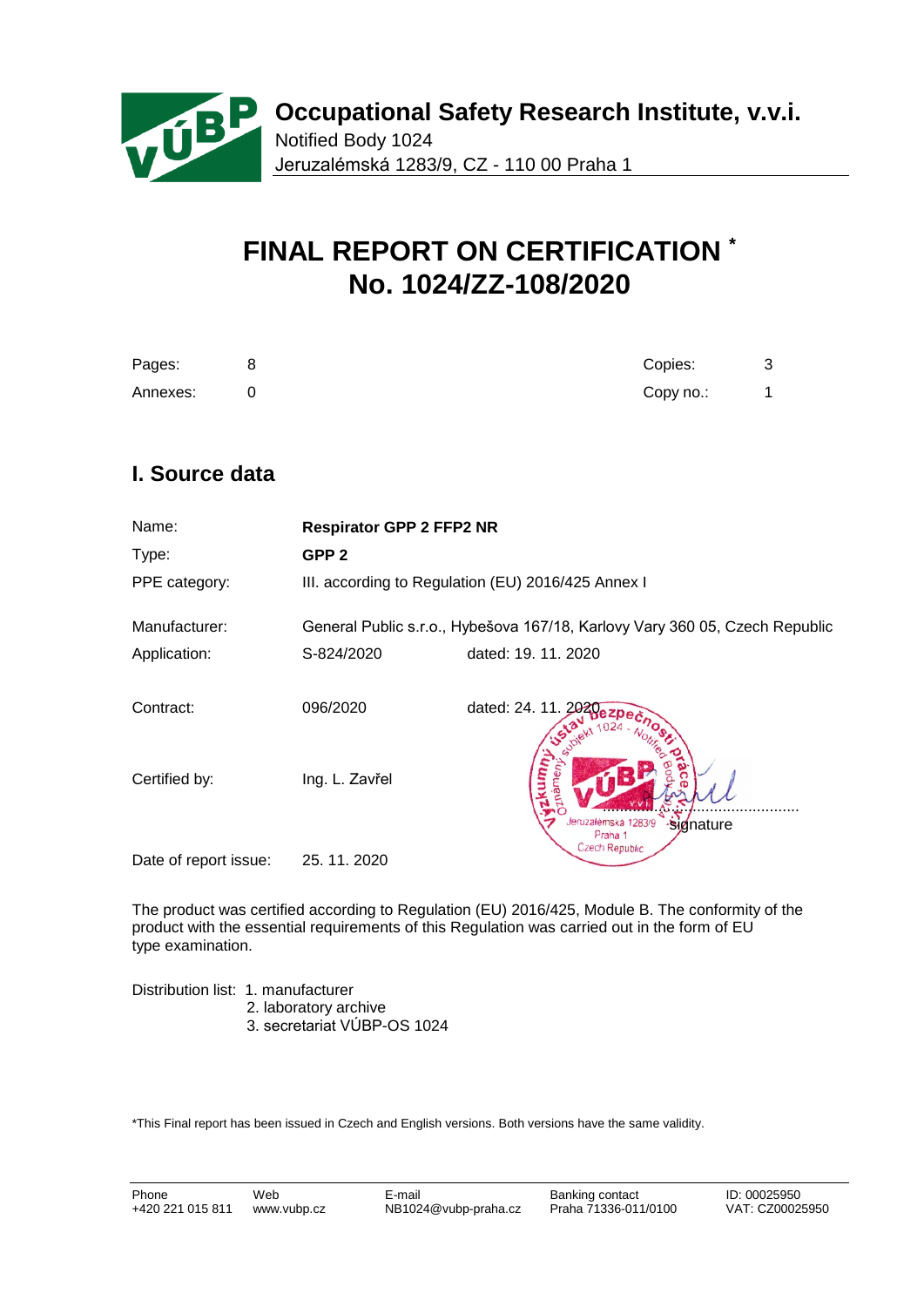**Occupational Safety Research Institute, v.v.i.**
Notified Body 1024
Jeruzalémská 1283/9, CZ - 110 00 Praha 1

# FINAL REPORT ON CERTIFICATION *
# No. 1024/ZZ-108/2020

| | | | |
|---|---|---|---|
| Pages: | 8 | Copies: | 3 |
| Annexes: | 0 | Copy no.: | 1 |

## I. Source data

| | | |
|---|---|---|
| Name: | **Respirator GPP 2 FFP2 NR** | |
| Type: | **GPP 2** | |
| PPE category: | III. according to Regulation (EU) 2016/425 Annex I | |
| Manufacturer: | General Public s.r.o., Hybešova 167/18, Karlovy Vary 360 05, Czech Republic | |
| Application: | S-824/2020 | dated: 19. 11. 2020 |
| Contract: | 096/2020 | dated: 24. 11. 2020 |
| Certified by: | Ing. L. Zavřel | ............................ signature |
| Date of report issue: | 25. 11. 2020 | |

The product was certified according to Regulation (EU) 2016/425, Module B. The conformity of the product with the essential requirements of this Regulation was carried out in the form of EU type examination.

Distribution list:
1. manufacturer
2. laboratory archive
3. secretariat VÚBP-OS 1024

*This Final report has been issued in Czech and English versions. Both versions have the same validity.

| Phone | Web | E-mail | Banking contact | ID: 00025950 |
|---|---|---|---|---|
| +420 221 015 811 | www.vubp.cz | NB1024@vubp-praha.cz | Praha 71336-011/0100 | VAT: CZ00025950 |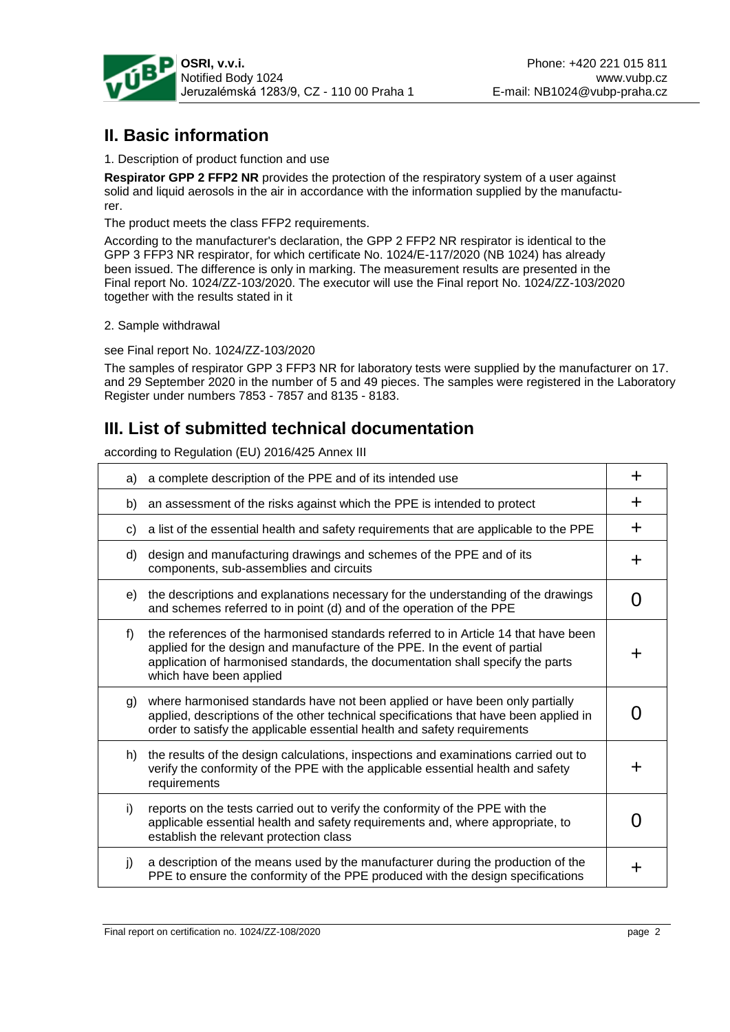## II. Basic information

1. Description of product function and use

**Respirator GPP 2 FFP2 NR** provides the protection of the respiratory system of a user against solid and liquid aerosols in the air in accordance with the information supplied by the manufacturer.

The product meets the class FFP2 requirements.

According to the manufacturer's declaration, the GPP 2 FFP2 NR respirator is identical to the GPP 3 FFP3 NR respirator, for which certificate No. 1024/E-117/2020 (NB 1024) has already been issued. The difference is only in marking. The measurement results are presented in the Final report No. 1024/ZZ-103/2020. The executor will use the Final report No. 1024/ZZ-103/2020 together with the results stated in it

2. Sample withdrawal

see Final report No. 1024/ZZ-103/2020

The samples of respirator GPP 3 FFP3 NR for laboratory tests were supplied by the manufacturer on 17. and 29 September 2020 in the number of 5 and 49 pieces. The samples were registered in the Laboratory Register under numbers 7853 - 7857 and 8135 - 8183.

## III. List of submitted technical documentation

according to Regulation (EU) 2016/425 Annex III

| | | |
|---|---|---|
| a) | a complete description of the PPE and of its intended use | + |
| b) | an assessment of the risks against which the PPE is intended to protect | + |
| c) | a list of the essential health and safety requirements that are applicable to the PPE | + |
| d) | design and manufacturing drawings and schemes of the PPE and of its components, sub-assemblies and circuits | + |
| e) | the descriptions and explanations necessary for the understanding of the drawings and schemes referred to in point (d) and of the operation of the PPE | 0 |
| f) | the references of the harmonised standards referred to in Article 14 that have been applied for the design and manufacture of the PPE. In the event of partial application of harmonised standards, the documentation shall specify the parts which have been applied | + |
| g) | where harmonised standards have not been applied or have been only partially applied, descriptions of the other technical specifications that have been applied in order to satisfy the applicable essential health and safety requirements | 0 |
| h) | the results of the design calculations, inspections and examinations carried out to verify the conformity of the PPE with the applicable essential health and safety requirements | + |
| i) | reports on the tests carried out to verify the conformity of the PPE with the applicable essential health and safety requirements and, where appropriate, to establish the relevant protection class | 0 |
| j) | a description of the means used by the manufacturer during the production of the PPE to ensure the conformity of the PPE produced with the design specifications | + |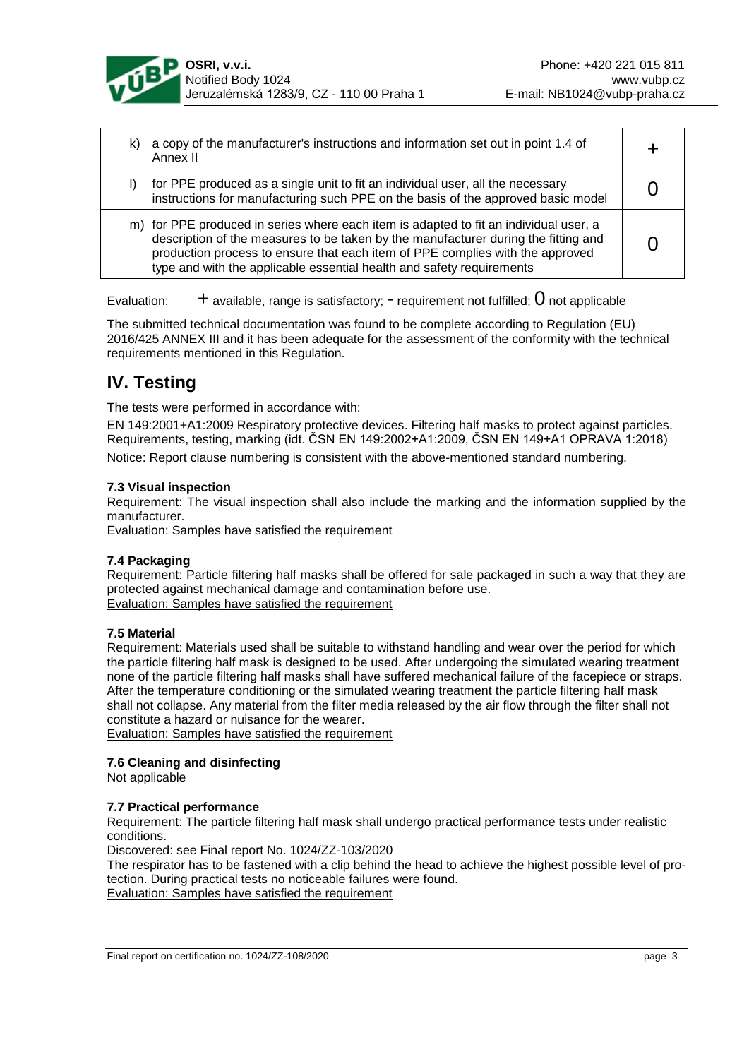| | |
|---|---|
| k) a copy of the manufacturer's instructions and information set out in point 1.4 of Annex II | + |
| l) for PPE produced as a single unit to fit an individual user, all the necessary instructions for manufacturing such PPE on the basis of the approved basic model | 0 |
| m) for PPE produced in series where each item is adapted to fit an individual user, a description of the measures to be taken by the manufacturer during the fitting and production process to ensure that each item of PPE complies with the approved type and with the applicable essential health and safety requirements | 0 |

Evaluation: + available, range is satisfactory; - requirement not fulfilled; 0 not applicable

The submitted technical documentation was found to be complete according to Regulation (EU) 2016/425 ANNEX III and it has been adequate for the assessment of the conformity with the technical requirements mentioned in this Regulation.

# IV. Testing

The tests were performed in accordance with:

EN 149:2001+A1:2009 Respiratory protective devices. Filtering half masks to protect against particles. Requirements, testing, marking (idt. ČSN EN 149:2002+A1:2009, ČSN EN 149+A1 OPRAVA 1:2018)

Notice: Report clause numbering is consistent with the above-mentioned standard numbering.

**7.3 Visual inspection**

Requirement: The visual inspection shall also include the marking and the information supplied by the manufacturer.

Evaluation: Samples have satisfied the requirement

**7.4 Packaging**

Requirement: Particle filtering half masks shall be offered for sale packaged in such a way that they are protected against mechanical damage and contamination before use.

Evaluation: Samples have satisfied the requirement

**7.5 Material**

Requirement: Materials used shall be suitable to withstand handling and wear over the period for which the particle filtering half mask is designed to be used. After undergoing the simulated wearing treatment none of the particle filtering half masks shall have suffered mechanical failure of the facepiece or straps. After the temperature conditioning or the simulated wearing treatment the particle filtering half mask shall not collapse. Any material from the filter media released by the air flow through the filter shall not constitute a hazard or nuisance for the wearer.

Evaluation: Samples have satisfied the requirement

**7.6 Cleaning and disinfecting**

Not applicable

**7.7 Practical performance**

Requirement: The particle filtering half mask shall undergo practical performance tests under realistic conditions.

Discovered: see Final report No. 1024/ZZ-103/2020

The respirator has to be fastened with a clip behind the head to achieve the highest possible level of protection. During practical tests no noticeable failures were found.

Evaluation: Samples have satisfied the requirement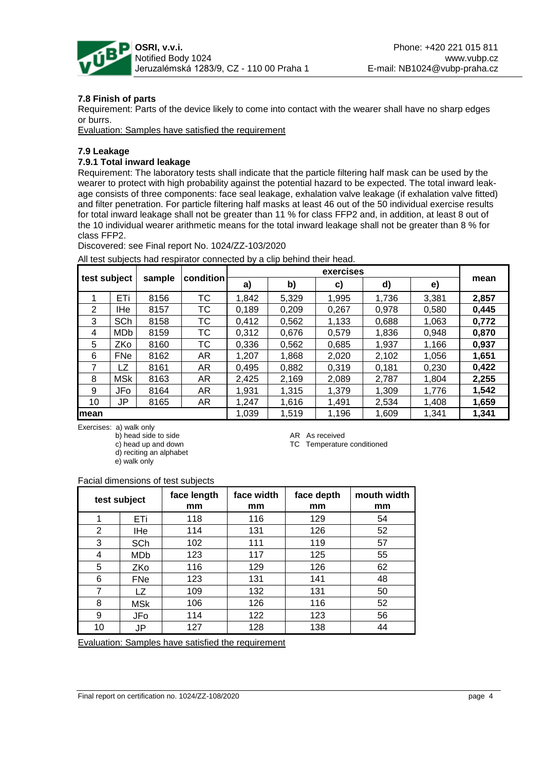### 7.8 Finish of parts

Requirement: Parts of the device likely to come into contact with the wearer shall have no sharp edges or burrs.

Evaluation: Samples have satisfied the requirement

### 7.9 Leakage

#### 7.9.1 Total inward leakage

Requirement: The laboratory tests shall indicate that the particle filtering half mask can be used by the wearer to protect with high probability against the potential hazard to be expected. The total inward leakage consists of three components: face seal leakage, exhalation valve leakage (if exhalation valve fitted) and filter penetration. For particle filtering half masks at least 46 out of the 50 individual exercise results for total inward leakage shall not be greater than 11 % for class FFP2 and, in addition, at least 8 out of the 10 individual wearer arithmetic means for the total inward leakage shall not be greater than 8 % for class FFP2.

Discovered: see Final report No. 1024/ZZ-103/2020

All test subjects had respirator connected by a clip behind their head.

| test subject | | sample | condition | exercises | | | | | mean |
|---|---|---|---|---|---|---|---|---|---|
| | | | | a) | b) | c) | d) | e) | |
| 1 | ETi | 8156 | TC | 1,842 | 5,329 | 1,995 | 1,736 | 3,381 | **2,857** |
| 2 | IHe | 8157 | TC | 0,189 | 0,209 | 0,267 | 0,978 | 0,580 | **0,445** |
| 3 | SCh | 8158 | TC | 0,412 | 0,562 | 1,133 | 0,688 | 1,063 | **0,772** |
| 4 | MDb | 8159 | TC | 0,312 | 0,676 | 0,579 | 1,836 | 0,948 | **0,870** |
| 5 | ZKo | 8160 | TC | 0,336 | 0,562 | 0,685 | 1,937 | 1,166 | **0,937** |
| 6 | FNe | 8162 | AR | 1,207 | 1,868 | 2,020 | 2,102 | 1,056 | **1,651** |
| 7 | LZ | 8161 | AR | 0,495 | 0,882 | 0,319 | 0,181 | 0,230 | **0,422** |
| 8 | MSk | 8163 | AR | 2,425 | 2,169 | 2,089 | 2,787 | 1,804 | **2,255** |
| 9 | JFo | 8164 | AR | 1,931 | 1,315 | 1,379 | 1,309 | 1,776 | **1,542** |
| 10 | JP | 8165 | AR | 1,247 | 1,616 | 1,491 | 2,534 | 1,408 | **1,659** |
| **mean** | | | | 1,039 | 1,519 | 1,196 | 1,609 | 1,341 | **1,341** |

Exercises: a) walk only
b) head side to side
c) head up and down
d) reciting an alphabet
e) walk only

AR As received
TC Temperature conditioned

Facial dimensions of test subjects

| test subject | | face length mm | face width mm | face depth mm | mouth width mm |
|---|---|---|---|---|---|
| 1 | ETi | 118 | 116 | 129 | 54 |
| 2 | IHe | 114 | 131 | 126 | 52 |
| 3 | SCh | 102 | 111 | 119 | 57 |
| 4 | MDb | 123 | 117 | 125 | 55 |
| 5 | ZKo | 116 | 129 | 126 | 62 |
| 6 | FNe | 123 | 131 | 141 | 48 |
| 7 | LZ | 109 | 132 | 131 | 50 |
| 8 | MSk | 106 | 126 | 116 | 52 |
| 9 | JFo | 114 | 122 | 123 | 56 |
| 10 | JP | 127 | 128 | 138 | 44 |

Evaluation: Samples have satisfied the requirement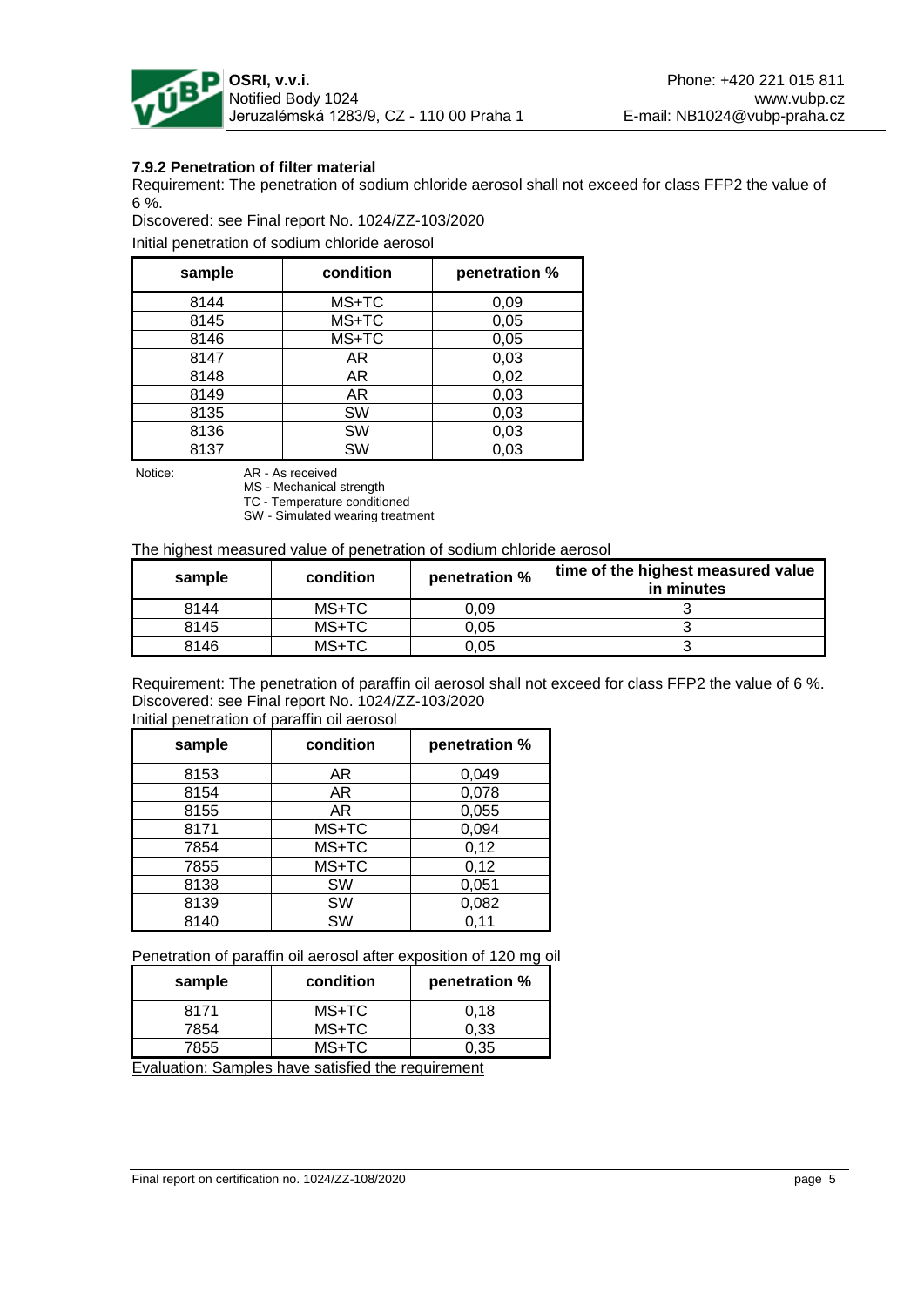### 7.9.2 Penetration of filter material

Requirement: The penetration of sodium chloride aerosol shall not exceed for class FFP2 the value of 6 %.

Discovered: see Final report No. 1024/ZZ-103/2020

Initial penetration of sodium chloride aerosol

| sample | condition | penetration % |
|---|---|---|
| 8144 | MS+TC | 0,09 |
| 8145 | MS+TC | 0,05 |
| 8146 | MS+TC | 0,05 |
| 8147 | AR | 0,03 |
| 8148 | AR | 0,02 |
| 8149 | AR | 0,03 |
| 8135 | SW | 0,03 |
| 8136 | SW | 0,03 |
| 8137 | SW | 0,03 |

Notice:
AR - As received
MS - Mechanical strength
TC - Temperature conditioned
SW - Simulated wearing treatment

The highest measured value of penetration of sodium chloride aerosol

| sample | condition | penetration % | time of the highest measured value in minutes |
|---|---|---|---|
| 8144 | MS+TC | 0,09 | 3 |
| 8145 | MS+TC | 0,05 | 3 |
| 8146 | MS+TC | 0,05 | 3 |

Requirement: The penetration of paraffin oil aerosol shall not exceed for class FFP2 the value of 6 %.
Discovered: see Final report No. 1024/ZZ-103/2020
Initial penetration of paraffin oil aerosol

| sample | condition | penetration % |
|---|---|---|
| 8153 | AR | 0,049 |
| 8154 | AR | 0,078 |
| 8155 | AR | 0,055 |
| 8171 | MS+TC | 0,094 |
| 7854 | MS+TC | 0,12 |
| 7855 | MS+TC | 0,12 |
| 8138 | SW | 0,051 |
| 8139 | SW | 0,082 |
| 8140 | SW | 0,11 |

Penetration of paraffin oil aerosol after exposition of 120 mg oil

| sample | condition | penetration % |
|---|---|---|
| 8171 | MS+TC | 0,18 |
| 7854 | MS+TC | 0,33 |
| 7855 | MS+TC | 0,35 |

Evaluation: Samples have satisfied the requirement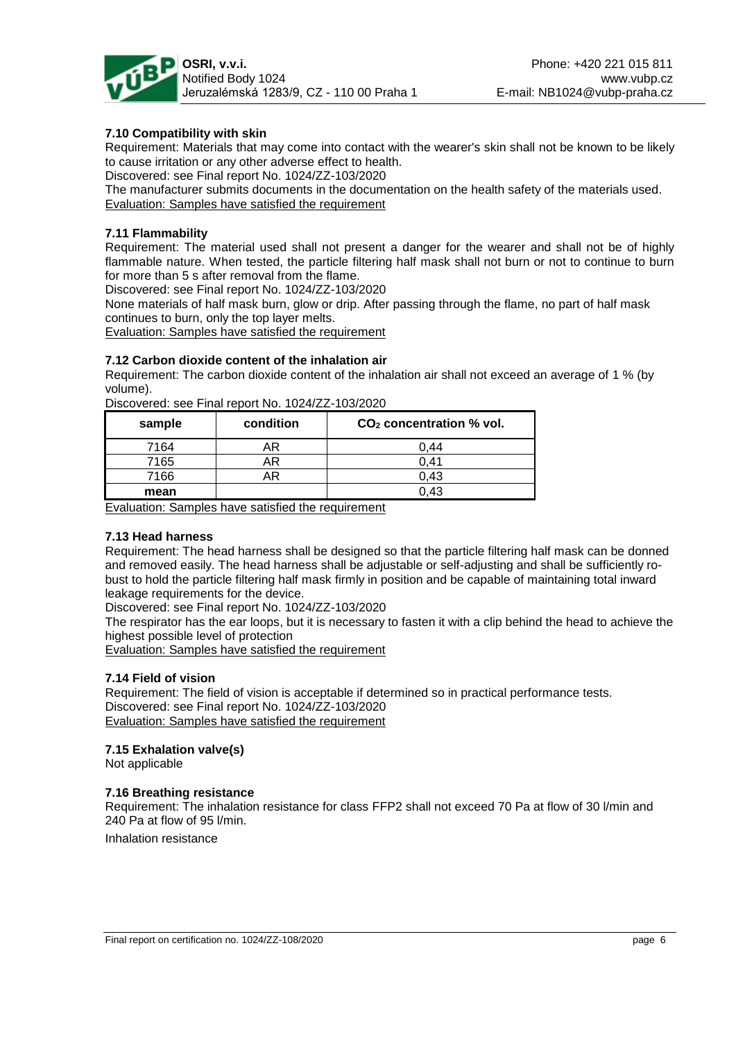### 7.10 Compatibility with skin

Requirement: Materials that may come into contact with the wearer's skin shall not be known to be likely to cause irritation or any other adverse effect to health.

Discovered: see Final report No. 1024/ZZ-103/2020

The manufacturer submits documents in the documentation on the health safety of the materials used.

Evaluation: Samples have satisfied the requirement

### 7.11 Flammability

Requirement: The material used shall not present a danger for the wearer and shall not be of highly flammable nature. When tested, the particle filtering half mask shall not burn or not to continue to burn for more than 5 s after removal from the flame.

Discovered: see Final report No. 1024/ZZ-103/2020

None materials of half mask burn, glow or drip. After passing through the flame, no part of half mask continues to burn, only the top layer melts.

Evaluation: Samples have satisfied the requirement

### 7.12 Carbon dioxide content of the inhalation air

Requirement: The carbon dioxide content of the inhalation air shall not exceed an average of 1 % (by volume).

Discovered: see Final report No. 1024/ZZ-103/2020

| sample | condition | $CO_2$ concentration % vol. |
|---|---|---|
| 7164 | AR | 0,44 |
| 7165 | AR | 0,41 |
| 7166 | AR | 0,43 |
| **mean** | | 0,43 |

Evaluation: Samples have satisfied the requirement

### 7.13 Head harness

Requirement: The head harness shall be designed so that the particle filtering half mask can be donned and removed easily. The head harness shall be adjustable or self-adjusting and shall be sufficiently robust to hold the particle filtering half mask firmly in position and be capable of maintaining total inward leakage requirements for the device.

Discovered: see Final report No. 1024/ZZ-103/2020

The respirator has the ear loops, but it is necessary to fasten it with a clip behind the head to achieve the highest possible level of protection

Evaluation: Samples have satisfied the requirement

### 7.14 Field of vision

Requirement: The field of vision is acceptable if determined so in practical performance tests.

Discovered: see Final report No. 1024/ZZ-103/2020

Evaluation: Samples have satisfied the requirement

### 7.15 Exhalation valve(s)

Not applicable

### 7.16 Breathing resistance

Requirement: The inhalation resistance for class FFP2 shall not exceed 70 Pa at flow of 30 l/min and 240 Pa at flow of 95 l/min.

Inhalation resistance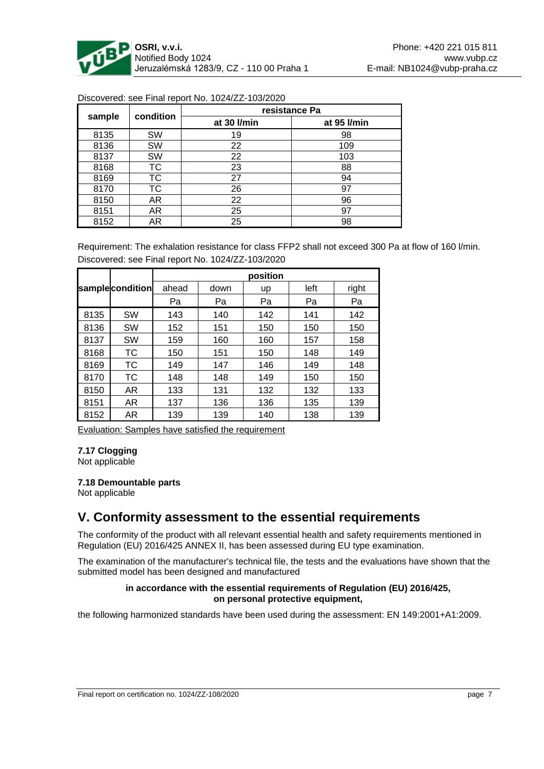Discovered: see Final report No. 1024/ZZ-103/2020

| sample | condition | resistance Pa | |
|---|---|---|---|
| | | at 30 l/min | at 95 l/min |
| 8135 | SW | 19 | 98 |
| 8136 | SW | 22 | 109 |
| 8137 | SW | 22 | 103 |
| 8168 | TC | 23 | 88 |
| 8169 | TC | 27 | 94 |
| 8170 | TC | 26 | 97 |
| 8150 | AR | 22 | 96 |
| 8151 | AR | 25 | 97 |
| 8152 | AR | 25 | 98 |

Requirement: The exhalation resistance for class FFP2 shall not exceed 300 Pa at flow of 160 l/min.
Discovered: see Final report No. 1024/ZZ-103/2020

| sample | condition | position | | | | |
|---|---|---|---|---|---|---|
| | | ahead | down | up | left | right |
| | | Pa | Pa | Pa | Pa | Pa |
| 8135 | SW | 143 | 140 | 142 | 141 | 142 |
| 8136 | SW | 152 | 151 | 150 | 150 | 150 |
| 8137 | SW | 159 | 160 | 160 | 157 | 158 |
| 8168 | TC | 150 | 151 | 150 | 148 | 149 |
| 8169 | TC | 149 | 147 | 146 | 149 | 148 |
| 8170 | TC | 148 | 148 | 149 | 150 | 150 |
| 8150 | AR | 133 | 131 | 132 | 132 | 133 |
| 8151 | AR | 137 | 136 | 136 | 135 | 139 |
| 8152 | AR | 139 | 139 | 140 | 138 | 139 |

Evaluation: Samples have satisfied the requirement

**7.17 Clogging**

Not applicable

**7.18 Demountable parts**

Not applicable

## V. Conformity assessment to the essential requirements

The conformity of the product with all relevant essential health and safety requirements mentioned in Regulation (EU) 2016/425 ANNEX II, has been assessed during EU type examination.

The examination of the manufacturer's technical file, the tests and the evaluations have shown that the submitted model has been designed and manufactured

**in accordance with the essential requirements of Regulation (EU) 2016/425, on personal protective equipment,**

the following harmonized standards have been used during the assessment: EN 149:2001+A1:2009.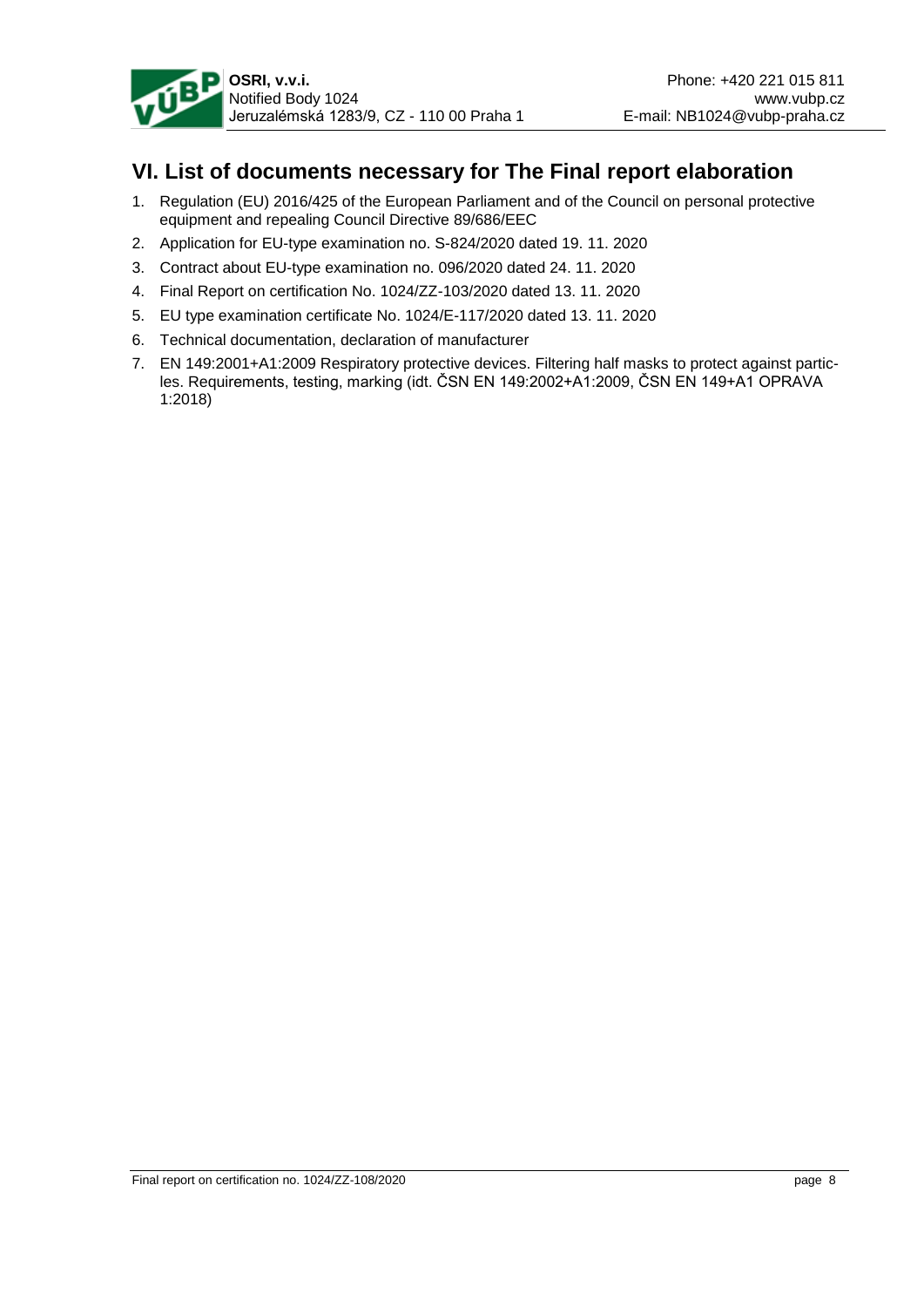## VI. List of documents necessary for The Final report elaboration

1. Regulation (EU) 2016/425 of the European Parliament and of the Council on personal protective equipment and repealing Council Directive 89/686/EEC
2. Application for EU-type examination no. S-824/2020 dated 19. 11. 2020
3. Contract about EU-type examination no. 096/2020 dated 24. 11. 2020
4. Final Report on certification No. 1024/ZZ-103/2020 dated 13. 11. 2020
5. EU type examination certificate No. 1024/E-117/2020 dated 13. 11. 2020
6. Technical documentation, declaration of manufacturer
7. EN 149:2001+A1:2009 Respiratory protective devices. Filtering half masks to protect against particles. Requirements, testing, marking (idt. ČSN EN 149:2002+A1:2009, ČSN EN 149+A1 OPRAVA 1:2018)